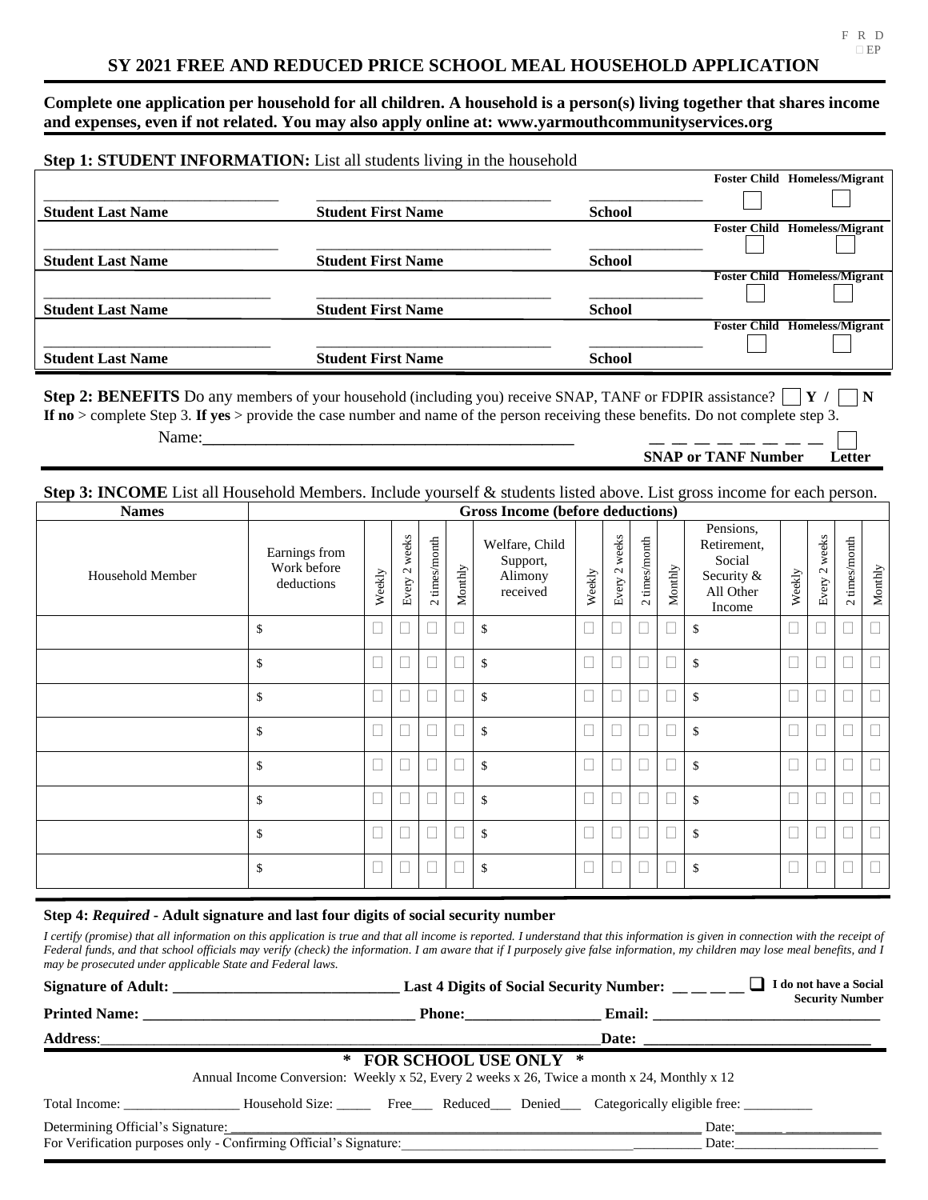F R D
☐ EP

# SY 2021 FREE AND REDUCED PRICE SCHOOL MEAL HOUSEHOLD APPLICATION

**Complete one application per household for all children. A household is a person(s) living together that shares income and expenses, even if not related. You may also apply online at: www.yarmouthcommunityservices.org**

**Step 1: STUDENT INFORMATION:** List all students living in the household

| Student Last Name | Student First Name | School | Foster Child | Homeless/Migrant |
|---|---|---|---|---|
| | | | ☐ | ☐ |
| | | | ☐ | ☐ |
| | | | ☐ | ☐ |
| | | | ☐ | ☐ |

**Step 2: BENEFITS** Do any members of your household (including you) receive SNAP, TANF or FDPIR assistance? ☐ **Y /** ☐ **N**
**If no** > complete Step 3. **If yes** > provide the case number and name of the person receiving these benefits. Do not complete step 3.

Name:_____________________________________________ _ _ _ _ _ _ _ _ ☐
**SNAP or TANF Number** **Letter**

**Step 3: INCOME** List all Household Members. Include yourself & students listed above. List gross income for each person.

| Names | Gross Income (before deductions) | | | | | | | | | | | | | | |
|---|---|---|---|---|---|---|---|---|---|---|---|---|---|---|---|
| Household Member | Earnings from Work before deductions | Weekly | Every 2 weeks | 2 times/month | Monthly | Welfare, Child Support, Alimony received | Weekly | Every 2 weeks | 2 times/month | Monthly | Pensions, Retirement, Social Security & All Other Income | Weekly | Every 2 weeks | 2 times/month | Monthly |
| | $ | ☐ | ☐ | ☐ | ☐ | $ | ☐ | ☐ | ☐ | ☐ | $ | ☐ | ☐ | ☐ | ☐ |
| | $ | ☐ | ☐ | ☐ | ☐ | $ | ☐ | ☐ | ☐ | ☐ | $ | ☐ | ☐ | ☐ | ☐ |
| | $ | ☐ | ☐ | ☐ | ☐ | $ | ☐ | ☐ | ☐ | ☐ | $ | ☐ | ☐ | ☐ | ☐ |
| | $ | ☐ | ☐ | ☐ | ☐ | $ | ☐ | ☐ | ☐ | ☐ | $ | ☐ | ☐ | ☐ | ☐ |
| | $ | ☐ | ☐ | ☐ | ☐ | $ | ☐ | ☐ | ☐ | ☐ | $ | ☐ | ☐ | ☐ | ☐ |
| | $ | ☐ | ☐ | ☐ | ☐ | $ | ☐ | ☐ | ☐ | ☐ | $ | ☐ | ☐ | ☐ | ☐ |
| | $ | ☐ | ☐ | ☐ | ☐ | $ | ☐ | ☐ | ☐ | ☐ | $ | ☐ | ☐ | ☐ | ☐ |
| | $ | ☐ | ☐ | ☐ | ☐ | $ | ☐ | ☐ | ☐ | ☐ | $ | ☐ | ☐ | ☐ | ☐ |

**Step 4:** ***Required*** **- Adult signature and last four digits of social security number**

*I certify (promise) that all information on this application is true and that all income is reported. I understand that this information is given in connection with the receipt of Federal funds, and that school officials may verify (check) the information. I am aware that if I purposely give false information, my children may lose meal benefits, and I may be prosecuted under applicable State and Federal laws.*

**Signature of Adult:** ______________________________ **Last 4 Digits of Social Security Number:** _ _ _ _ ☐ **I do not have a Social Security Number**

**Printed Name:** ___________________________________ **Phone:**_________________ **Email:** ______________________________

**Address**:_____________________________________________________________________**Date:** ______________________________

**\* FOR SCHOOL USE ONLY \***

Annual Income Conversion: Weekly x 52, Every 2 weeks x 26, Twice a month x 24, Monthly x 12

Total Income: ________________ Household Size: _____ Free___ Reduced___ Denied___ Categorically eligible free: _________

Determining Official's Signature:__________________________________________________________________ Date:_______________________

For Verification purposes only - Confirming Official's Signature:______________________________________________ Date:____________________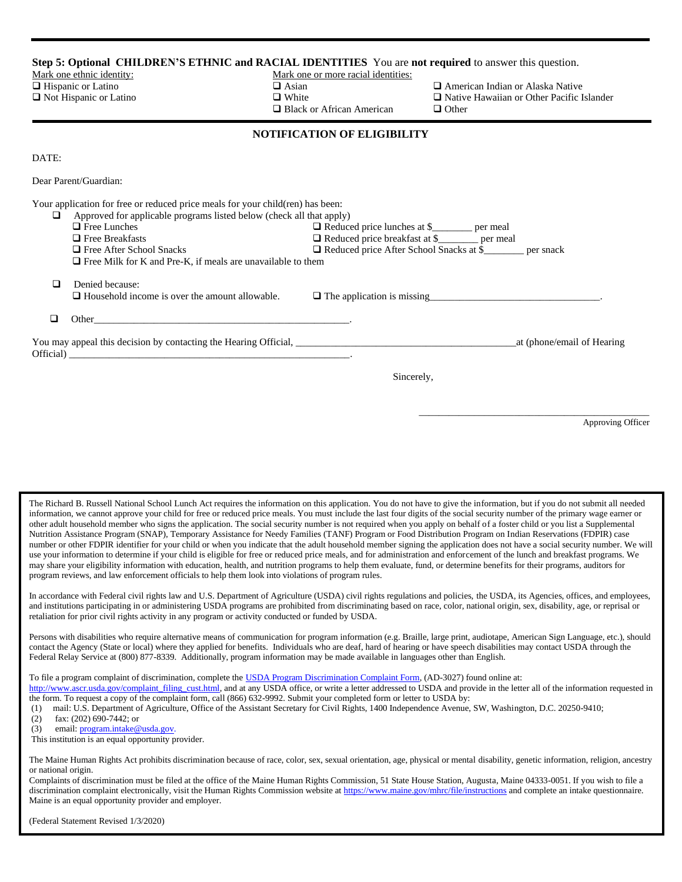**Step 5: Optional CHILDREN'S ETHNIC and RACIAL IDENTITIES** You are **not required** to answer this question.

Mark one ethnic identity:

- ❑ Hispanic or Latino
- ❑ Not Hispanic or Latino

Mark one or more racial identities:

- ❑ Asian
- ❑ White
- ❑ Black or African American
- ❑ American Indian or Alaska Native
- ❑ Native Hawaiian or Other Pacific Islander
- ❑ Other

## NOTIFICATION OF ELIGIBILITY

DATE:

Dear Parent/Guardian:

Your application for free or reduced price meals for your child(ren) has been:

❑ Approved for applicable programs listed below (check all that apply)

- ❑ Free Lunches
- ❑ Free Breakfasts
- ❑ Free After School Snacks
- ❑ Free Milk for K and Pre-K, if meals are unavailable to them
- ❑ Reduced price lunches at $________ per meal
- ❑ Reduced price breakfast at $________ per meal
- ❑ Reduced price After School Snacks at $________ per snack

❑ Denied because:

- ❑ Household income is over the amount allowable.
- ❑ The application is missing_________________________________.

❑ Other_____________________________________________________.

You may appeal this decision by contacting the Hearing Official, ___________________________________________at (phone/email of Hearing Official) ________________________________________________________.

Sincerely,

_______________________________________________

Approving Officer

---

The Richard B. Russell National School Lunch Act requires the information on this application. You do not have to give the information, but if you do not submit all needed information, we cannot approve your child for free or reduced price meals. You must include the last four digits of the social security number of the primary wage earner or other adult household member who signs the application. The social security number is not required when you apply on behalf of a foster child or you list a Supplemental Nutrition Assistance Program (SNAP), Temporary Assistance for Needy Families (TANF) Program or Food Distribution Program on Indian Reservations (FDPIR) case number or other FDPIR identifier for your child or when you indicate that the adult household member signing the application does not have a social security number. We will use your information to determine if your child is eligible for free or reduced price meals, and for administration and enforcement of the lunch and breakfast programs. We may share your eligibility information with education, health, and nutrition programs to help them evaluate, fund, or determine benefits for their programs, auditors for program reviews, and law enforcement officials to help them look into violations of program rules.

In accordance with Federal civil rights law and U.S. Department of Agriculture (USDA) civil rights regulations and policies, the USDA, its Agencies, offices, and employees, and institutions participating in or administering USDA programs are prohibited from discriminating based on race, color, national origin, sex, disability, age, or reprisal or retaliation for prior civil rights activity in any program or activity conducted or funded by USDA.

Persons with disabilities who require alternative means of communication for program information (e.g. Braille, large print, audiotape, American Sign Language, etc.), should contact the Agency (State or local) where they applied for benefits. Individuals who are deaf, hard of hearing or have speech disabilities may contact USDA through the Federal Relay Service at (800) 877-8339. Additionally, program information may be made available in languages other than English.

To file a program complaint of discrimination, complete the USDA Program Discrimination Complaint Form, (AD-3027) found online at: http://www.ascr.usda.gov/complaint_filing_cust.html, and at any USDA office, or write a letter addressed to USDA and provide in the letter all of the information requested in the form. To request a copy of the complaint form, call (866) 632-9992. Submit your completed form or letter to USDA by:

(1) mail: U.S. Department of Agriculture, Office of the Assistant Secretary for Civil Rights, 1400 Independence Avenue, SW, Washington, D.C. 20250-9410;
(2) fax: (202) 690-7442; or
(3) email: program.intake@usda.gov.

This institution is an equal opportunity provider.

The Maine Human Rights Act prohibits discrimination because of race, color, sex, sexual orientation, age, physical or mental disability, genetic information, religion, ancestry or national origin.

Complaints of discrimination must be filed at the office of the Maine Human Rights Commission, 51 State House Station, Augusta, Maine 04333-0051. If you wish to file a discrimination complaint electronically, visit the Human Rights Commission website at https://www.maine.gov/mhrc/file/instructions and complete an intake questionnaire. Maine is an equal opportunity provider and employer.

(Federal Statement Revised 1/3/2020)